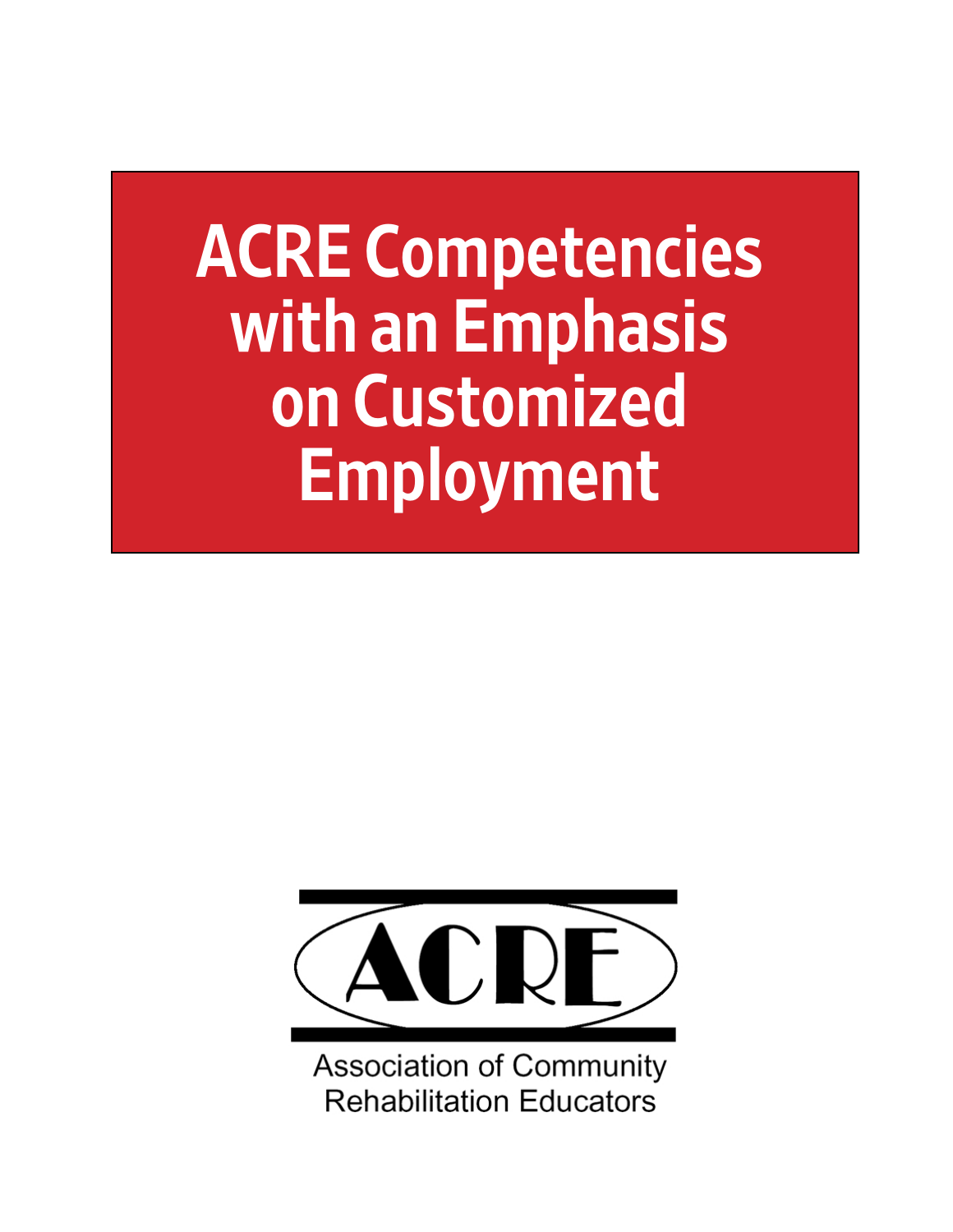# ACRE Competencies with an Emphasis on Customized Employment

ACRE

Association of Community Rehabilitation Educators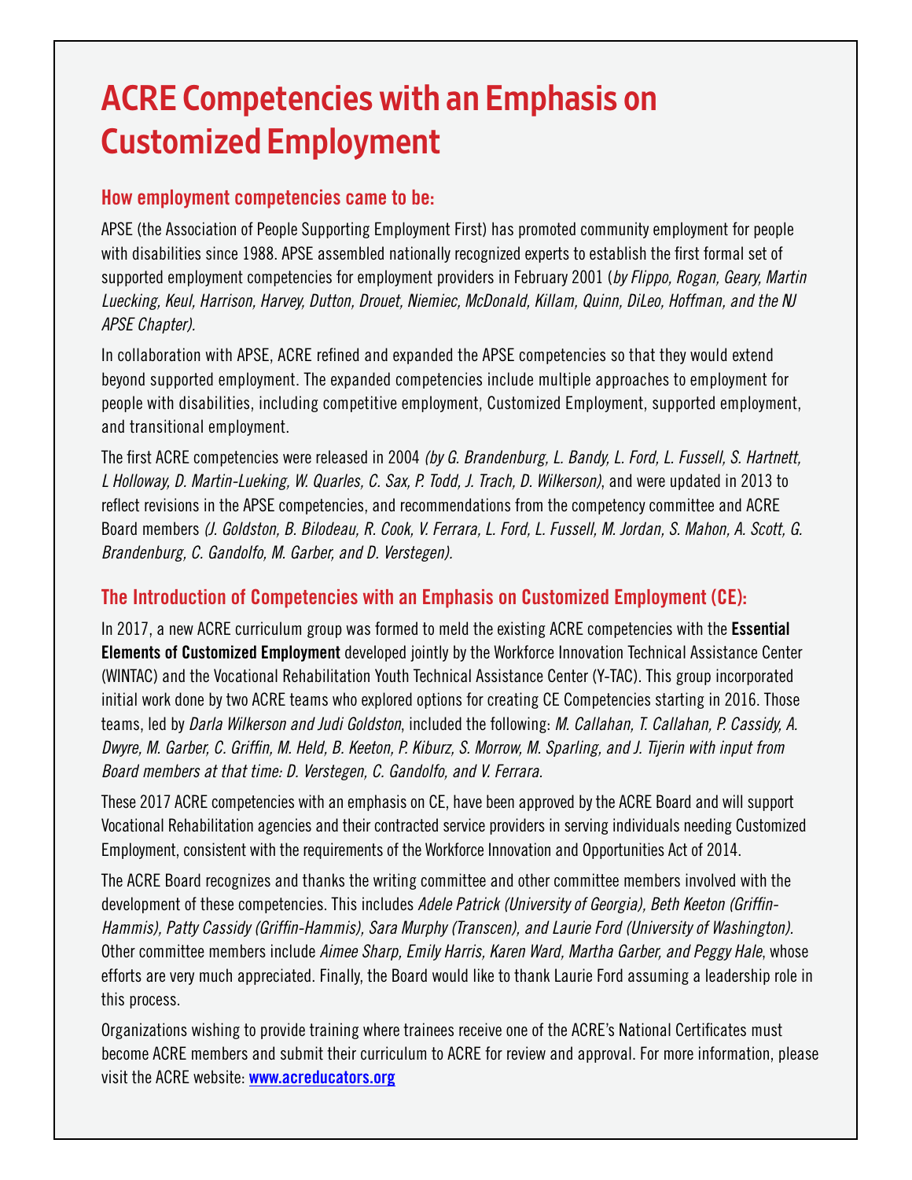# ACRE Competencies with an Emphasis on Customized Employment

## How employment competencies came to be:

APSE (the Association of People Supporting Employment First) has promoted community employment for people with disabilities since 1988. APSE assembled nationally recognized experts to establish the first formal set of supported employment competencies for employment providers in February 2001 (*by Flippo, Rogan, Geary, Martin Luecking, Keul, Harrison, Harvey, Dutton, Drouet, Niemiec, McDonald, Killam, Quinn, DiLeo, Hoffman, and the NJ APSE Chapter).*

In collaboration with APSE, ACRE refined and expanded the APSE competencies so that they would extend beyond supported employment. The expanded competencies include multiple approaches to employment for people with disabilities, including competitive employment, Customized Employment, supported employment, and transitional employment.

The first ACRE competencies were released in 2004 *(by G. Brandenburg, L. Bandy, L. Ford, L. Fussell, S. Hartnett, L Holloway, D. Martin-Lueking, W. Quarles, C. Sax, P. Todd, J. Trach, D. Wilkerson)*, and were updated in 2013 to reflect revisions in the APSE competencies, and recommendations from the competency committee and ACRE Board members *(J. Goldston, B. Bilodeau, R. Cook, V. Ferrara, L. Ford, L. Fussell, M. Jordan, S. Mahon, A. Scott, G. Brandenburg, C. Gandolfo, M. Garber, and D. Verstegen).*

## The Introduction of Competencies with an Emphasis on Customized Employment (CE):

In 2017, a new ACRE curriculum group was formed to meld the existing ACRE competencies with the **Essential Elements of Customized Employment** developed jointly by the Workforce Innovation Technical Assistance Center (WINTAC) and the Vocational Rehabilitation Youth Technical Assistance Center (Y-TAC). This group incorporated initial work done by two ACRE teams who explored options for creating CE Competencies starting in 2016. Those teams, led by *Darla Wilkerson and Judi Goldston*, included the following: *M. Callahan, T. Callahan, P. Cassidy, A. Dwyre, M. Garber, C. Griffin, M. Held, B. Keeton, P. Kiburz, S. Morrow, M. Sparling, and J. Tijerin with input from Board members at that time: D. Verstegen, C. Gandolfo, and V. Ferrara.*

These 2017 ACRE competencies with an emphasis on CE, have been approved by the ACRE Board and will support Vocational Rehabilitation agencies and their contracted service providers in serving individuals needing Customized Employment, consistent with the requirements of the Workforce Innovation and Opportunities Act of 2014.

The ACRE Board recognizes and thanks the writing committee and other committee members involved with the development of these competencies. This includes *Adele Patrick (University of Georgia), Beth Keeton (Griffin-Hammis), Patty Cassidy (Griffin-Hammis), Sara Murphy (Transcen), and Laurie Ford (University of Washington).* Other committee members include *Aimee Sharp, Emily Harris, Karen Ward, Martha Garber, and Peggy Hale*, whose efforts are very much appreciated. Finally, the Board would like to thank Laurie Ford assuming a leadership role in this process.

Organizations wishing to provide training where trainees receive one of the ACRE's National Certificates must become ACRE members and submit their curriculum to ACRE for review and approval. For more information, please visit the ACRE website: **www.acreducators.org**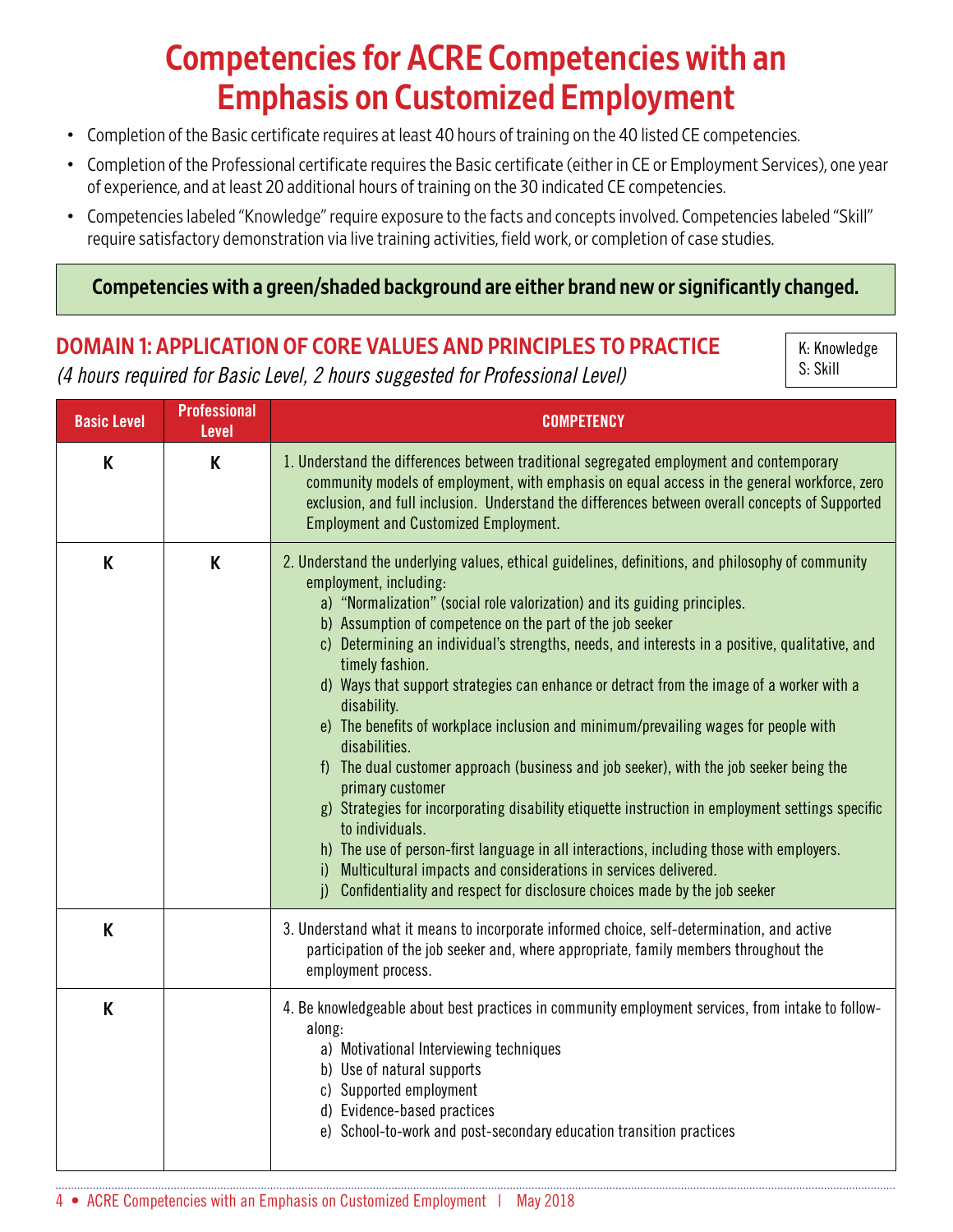# Competencies for ACRE Competencies with an Emphasis on Customized Employment

- Completion of the Basic certificate requires at least 40 hours of training on the 40 listed CE competencies.
- Completion of the Professional certificate requires the Basic certificate (either in CE or Employment Services), one year of experience, and at least 20 additional hours of training on the 30 indicated CE competencies.
- Competencies labeled "Knowledge" require exposure to the facts and concepts involved. Competencies labeled "Skill" require satisfactory demonstration via live training activities, field work, or completion of case studies.

**Competencies with a green/shaded background are either brand new or significantly changed.**

## DOMAIN 1: APPLICATION OF CORE VALUES AND PRINCIPLES TO PRACTICE

*(4 hours required for Basic Level, 2 hours suggested for Professional Level)*

K: Knowledge
S: Skill

| Basic Level | Professional Level | COMPETENCY |
|---|---|---|
| K | K | 1. Understand the differences between traditional segregated employment and contemporary community models of employment, with emphasis on equal access in the general workforce, zero exclusion, and full inclusion. Understand the differences between overall concepts of Supported Employment and Customized Employment. |
| K | K | 2. Understand the underlying values, ethical guidelines, definitions, and philosophy of community employment, including:<br>a) "Normalization" (social role valorization) and its guiding principles.<br>b) Assumption of competence on the part of the job seeker<br>c) Determining an individual's strengths, needs, and interests in a positive, qualitative, and timely fashion.<br>d) Ways that support strategies can enhance or detract from the image of a worker with a disability.<br>e) The benefits of workplace inclusion and minimum/prevailing wages for people with disabilities.<br>f) The dual customer approach (business and job seeker), with the job seeker being the primary customer<br>g) Strategies for incorporating disability etiquette instruction in employment settings specific to individuals.<br>h) The use of person-first language in all interactions, including those with employers.<br>i) Multicultural impacts and considerations in services delivered.<br>j) Confidentiality and respect for disclosure choices made by the job seeker |
| K | | 3. Understand what it means to incorporate informed choice, self-determination, and active participation of the job seeker and, where appropriate, family members throughout the employment process. |
| K | | 4. Be knowledgeable about best practices in community employment services, from intake to follow-along:<br>a) Motivational Interviewing techniques<br>b) Use of natural supports<br>c) Supported employment<br>d) Evidence-based practices<br>e) School-to-work and post-secondary education transition practices |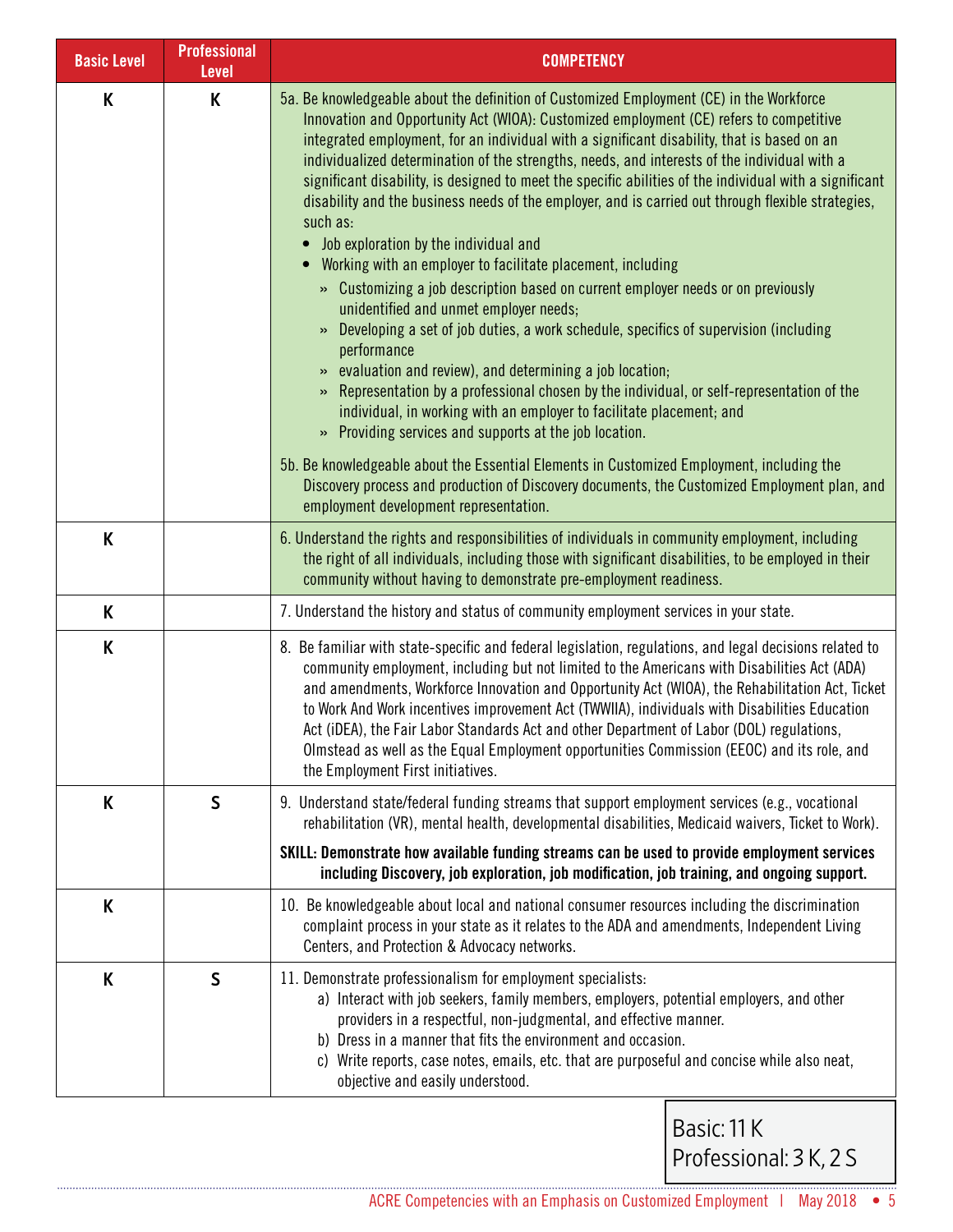| Basic Level | Professional Level | COMPETENCY |
|---|---|---|
| K | K | 5a. Be knowledgeable about the definition of Customized Employment (CE) in the Workforce Innovation and Opportunity Act (WIOA): Customized employment (CE) refers to competitive integrated employment, for an individual with a significant disability, that is based on an individualized determination of the strengths, needs, and interests of the individual with a significant disability, is designed to meet the specific abilities of the individual with a significant disability and the business needs of the employer, and is carried out through flexible strategies, such as:<br>• Job exploration by the individual and<br>• Working with an employer to facilitate placement, including<br>» Customizing a job description based on current employer needs or on previously unidentified and unmet employer needs;<br>» Developing a set of job duties, a work schedule, specifics of supervision (including performance<br>» evaluation and review), and determining a job location;<br>» Representation by a professional chosen by the individual, or self-representation of the individual, in working with an employer to facilitate placement; and<br>» Providing services and supports at the job location.<br><br>5b. Be knowledgeable about the Essential Elements in Customized Employment, including the Discovery process and production of Discovery documents, the Customized Employment plan, and employment development representation. |
| K | | 6. Understand the rights and responsibilities of individuals in community employment, including the right of all individuals, including those with significant disabilities, to be employed in their community without having to demonstrate pre-employment readiness. |
| K | | 7. Understand the history and status of community employment services in your state. |
| K | | 8. Be familiar with state-specific and federal legislation, regulations, and legal decisions related to community employment, including but not limited to the Americans with Disabilities Act (ADA) and amendments, Workforce Innovation and Opportunity Act (WIOA), the Rehabilitation Act, Ticket to Work And Work incentives improvement Act (TWWIIA), individuals with Disabilities Education Act (iDEA), the Fair Labor Standards Act and other Department of Labor (DOL) regulations, Olmstead as well as the Equal Employment opportunities Commission (EEOC) and its role, and the Employment First initiatives. |
| K | S | 9. Understand state/federal funding streams that support employment services (e.g., vocational rehabilitation (VR), mental health, developmental disabilities, Medicaid waivers, Ticket to Work).<br><br>**SKILL: Demonstrate how available funding streams can be used to provide employment services including Discovery, job exploration, job modification, job training, and ongoing support.** |
| K | | 10. Be knowledgeable about local and national consumer resources including the discrimination complaint process in your state as it relates to the ADA and amendments, Independent Living Centers, and Protection & Advocacy networks. |
| K | S | 11. Demonstrate professionalism for employment specialists:<br>a) Interact with job seekers, family members, employers, potential employers, and other providers in a respectful, non-judgmental, and effective manner.<br>b) Dress in a manner that fits the environment and occasion.<br>c) Write reports, case notes, emails, etc. that are purposeful and concise while also neat, objective and easily understood. |

Basic: 11 K
Professional: 3 K, 2 S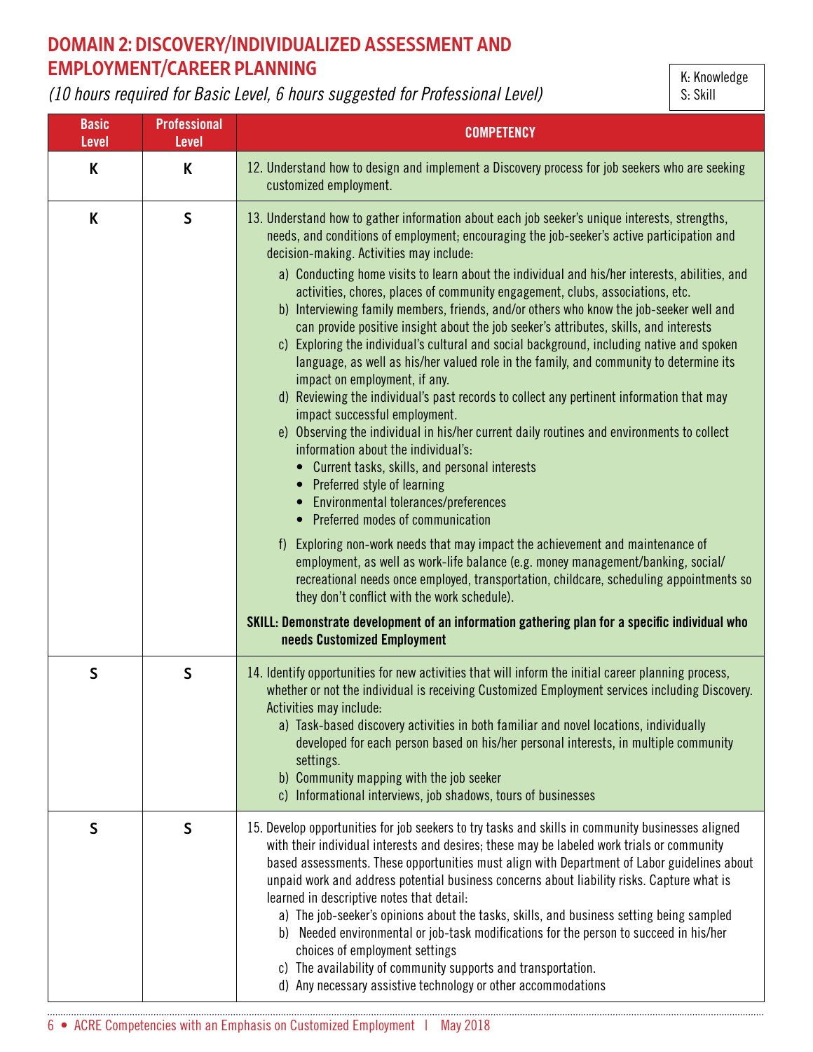## DOMAIN 2: DISCOVERY/INDIVIDUALIZED ASSESSMENT AND EMPLOYMENT/CAREER PLANNING

*(10 hours required for Basic Level, 6 hours suggested for Professional Level)*

K: Knowledge
S: Skill

| Basic Level | Professional Level | COMPETENCY |
|---|---|---|
| K | K | 12. Understand how to design and implement a Discovery process for job seekers who are seeking customized employment. |
| K | S | 13. Understand how to gather information about each job seeker's unique interests, strengths, needs, and conditions of employment; encouraging the job-seeker's active participation and decision-making. Activities may include:<br>a) Conducting home visits to learn about the individual and his/her interests, abilities, and activities, chores, places of community engagement, clubs, associations, etc.<br>b) Interviewing family members, friends, and/or others who know the job-seeker well and can provide positive insight about the job seeker's attributes, skills, and interests<br>c) Exploring the individual's cultural and social background, including native and spoken language, as well as his/her valued role in the family, and community to determine its impact on employment, if any.<br>d) Reviewing the individual's past records to collect any pertinent information that may impact successful employment.<br>e) Observing the individual in his/her current daily routines and environments to collect information about the individual's:<br>• Current tasks, skills, and personal interests<br>• Preferred style of learning<br>• Environmental tolerances/preferences<br>• Preferred modes of communication<br>f) Exploring non-work needs that may impact the achievement and maintenance of employment, as well as work-life balance (e.g. money management/banking, social/recreational needs once employed, transportation, childcare, scheduling appointments so they don't conflict with the work schedule).<br>**SKILL: Demonstrate development of an information gathering plan for a specific individual who needs Customized Employment** |
| S | S | 14. Identify opportunities for new activities that will inform the initial career planning process, whether or not the individual is receiving Customized Employment services including Discovery. Activities may include:<br>a) Task-based discovery activities in both familiar and novel locations, individually developed for each person based on his/her personal interests, in multiple community settings.<br>b) Community mapping with the job seeker<br>c) Informational interviews, job shadows, tours of businesses |
| S | S | 15. Develop opportunities for job seekers to try tasks and skills in community businesses aligned with their individual interests and desires; these may be labeled work trials or community based assessments. These opportunities must align with Department of Labor guidelines about unpaid work and address potential business concerns about liability risks. Capture what is learned in descriptive notes that detail:<br>a) The job-seeker's opinions about the tasks, skills, and business setting being sampled<br>b) Needed environmental or job-task modifications for the person to succeed in his/her choices of employment settings<br>c) The availability of community supports and transportation.<br>d) Any necessary assistive technology or other accommodations |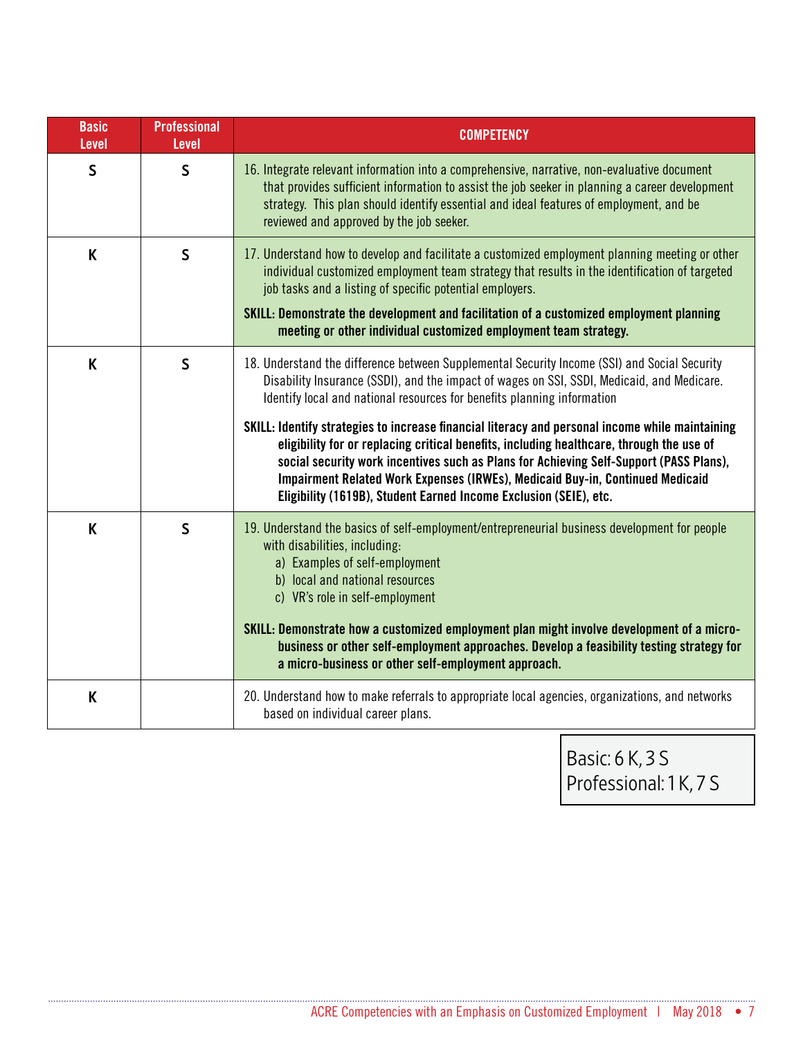| Basic Level | Professional Level | COMPETENCY |
|---|---|---|
| S | S | 16. Integrate relevant information into a comprehensive, narrative, non-evaluative document that provides sufficient information to assist the job seeker in planning a career development strategy. This plan should identify essential and ideal features of employment, and be reviewed and approved by the job seeker. |
| K | S | 17. Understand how to develop and facilitate a customized employment planning meeting or other individual customized employment team strategy that results in the identification of targeted job tasks and a listing of specific potential employers.<br><br>**SKILL: Demonstrate the development and facilitation of a customized employment planning meeting or other individual customized employment team strategy.** |
| K | S | 18. Understand the difference between Supplemental Security Income (SSI) and Social Security Disability Insurance (SSDI), and the impact of wages on SSI, SSDI, Medicaid, and Medicare. Identify local and national resources for benefits planning information<br><br>**SKILL: Identify strategies to increase financial literacy and personal income while maintaining eligibility for or replacing critical benefits, including healthcare, through the use of social security work incentives such as Plans for Achieving Self-Support (PASS Plans), Impairment Related Work Expenses (IRWEs), Medicaid Buy-in, Continued Medicaid Eligibility (1619B), Student Earned Income Exclusion (SEIE), etc.** |
| K | S | 19. Understand the basics of self-employment/entrepreneurial business development for people with disabilities, including:<br>a) Examples of self-employment<br>b) local and national resources<br>c) VR's role in self-employment<br><br>**SKILL: Demonstrate how a customized employment plan might involve development of a micro-business or other self-employment approaches. Develop a feasibility testing strategy for a micro-business or other self-employment approach.** |
| K | | 20. Understand how to make referrals to appropriate local agencies, organizations, and networks based on individual career plans. |

Basic: 6 K, 3 S
Professional: 1 K, 7 S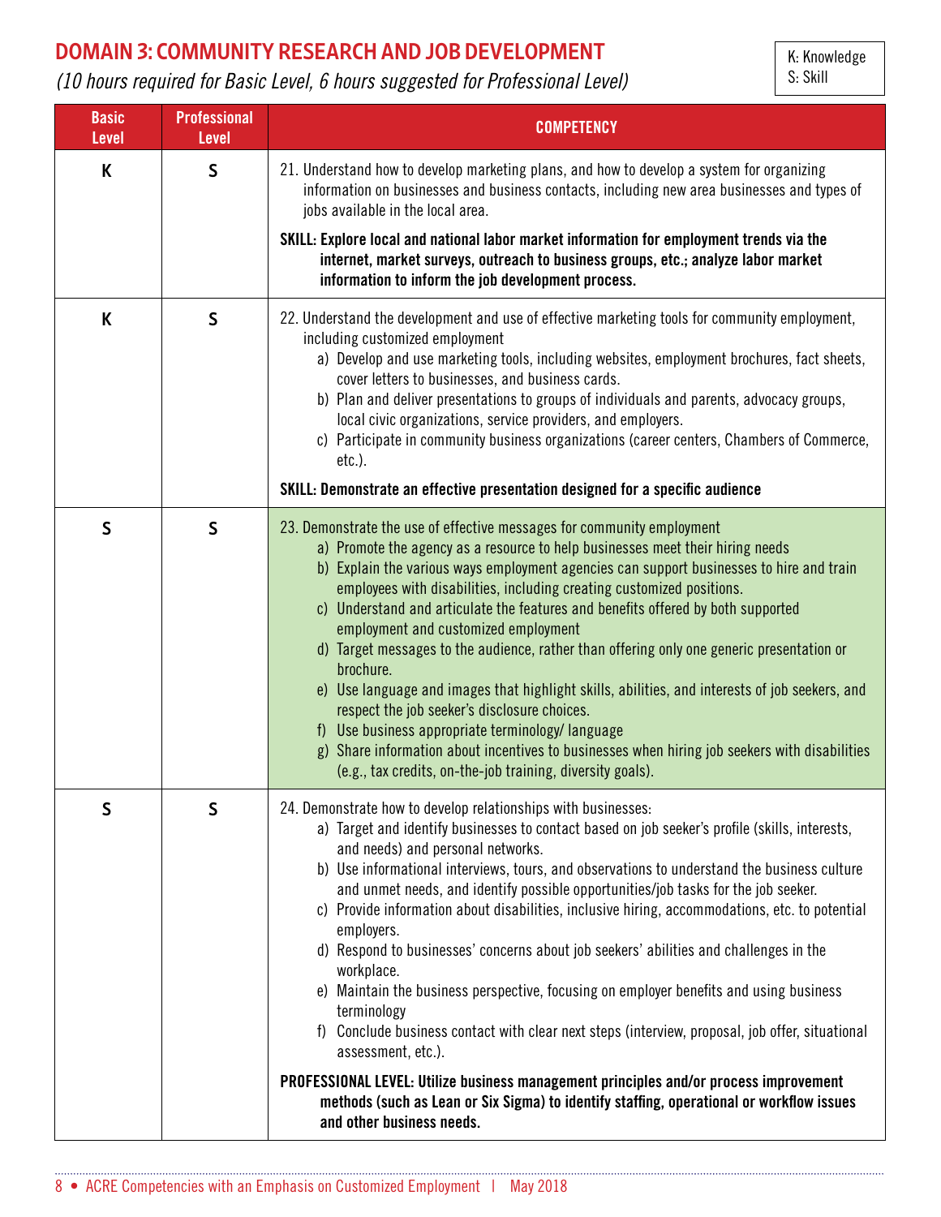## DOMAIN 3: COMMUNITY RESEARCH AND JOB DEVELOPMENT

*(10 hours required for Basic Level, 6 hours suggested for Professional Level)*

K: Knowledge
S: Skill

| Basic Level | Professional Level | COMPETENCY |
|---|---|---|
| K | S | 21. Understand how to develop marketing plans, and how to develop a system for organizing information on businesses and business contacts, including new area businesses and types of jobs available in the local area.<br><br>**SKILL: Explore local and national labor market information for employment trends via the internet, market surveys, outreach to business groups, etc.; analyze labor market information to inform the job development process.** |
| K | S | 22. Understand the development and use of effective marketing tools for community employment, including customized employment<br>a) Develop and use marketing tools, including websites, employment brochures, fact sheets, cover letters to businesses, and business cards.<br>b) Plan and deliver presentations to groups of individuals and parents, advocacy groups, local civic organizations, service providers, and employers.<br>c) Participate in community business organizations (career centers, Chambers of Commerce, etc.).<br><br>**SKILL: Demonstrate an effective presentation designed for a specific audience** |
| S | S | 23. Demonstrate the use of effective messages for community employment<br>a) Promote the agency as a resource to help businesses meet their hiring needs<br>b) Explain the various ways employment agencies can support businesses to hire and train employees with disabilities, including creating customized positions.<br>c) Understand and articulate the features and benefits offered by both supported employment and customized employment<br>d) Target messages to the audience, rather than offering only one generic presentation or brochure.<br>e) Use language and images that highlight skills, abilities, and interests of job seekers, and respect the job seeker's disclosure choices.<br>f) Use business appropriate terminology/ language<br>g) Share information about incentives to businesses when hiring job seekers with disabilities (e.g., tax credits, on-the-job training, diversity goals). |
| S | S | 24. Demonstrate how to develop relationships with businesses:<br>a) Target and identify businesses to contact based on job seeker's profile (skills, interests, and needs) and personal networks.<br>b) Use informational interviews, tours, and observations to understand the business culture and unmet needs, and identify possible opportunities/job tasks for the job seeker.<br>c) Provide information about disabilities, inclusive hiring, accommodations, etc. to potential employers.<br>d) Respond to businesses' concerns about job seekers' abilities and challenges in the workplace.<br>e) Maintain the business perspective, focusing on employer benefits and using business terminology<br>f) Conclude business contact with clear next steps (interview, proposal, job offer, situational assessment, etc.).<br><br>**PROFESSIONAL LEVEL: Utilize business management principles and/or process improvement methods (such as Lean or Six Sigma) to identify staffing, operational or workflow issues and other business needs.** |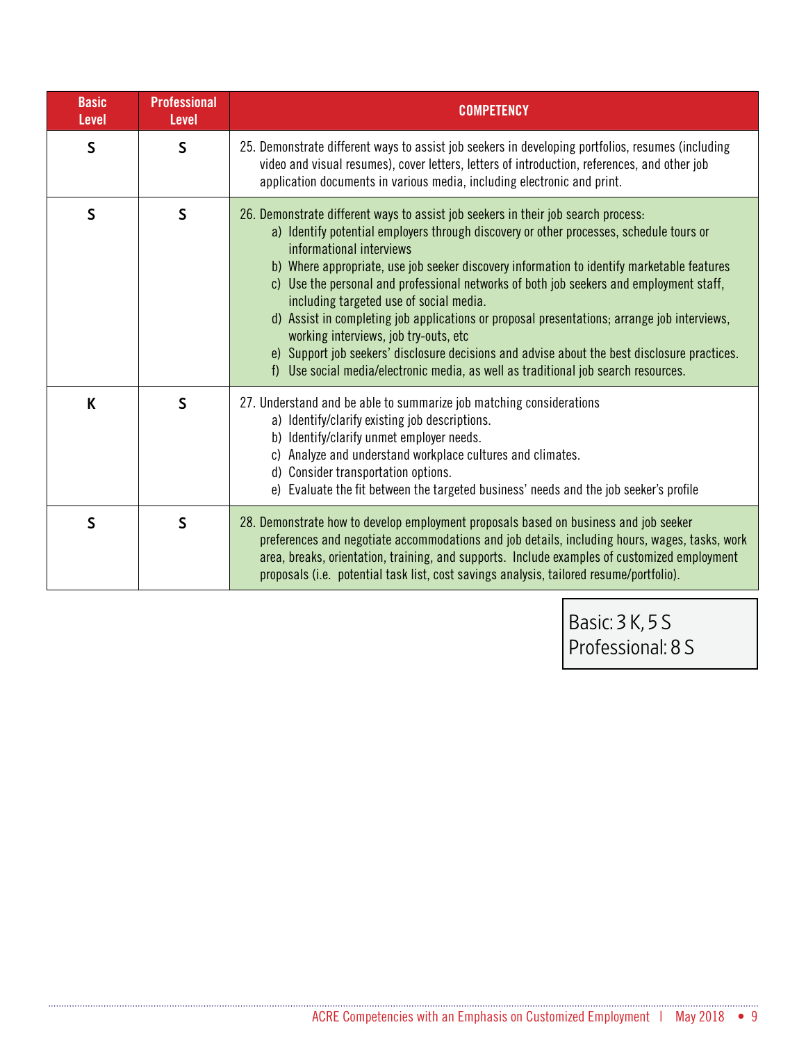| Basic Level | Professional Level | COMPETENCY |
|---|---|---|
| S | S | 25. Demonstrate different ways to assist job seekers in developing portfolios, resumes (including video and visual resumes), cover letters, letters of introduction, references, and other job application documents in various media, including electronic and print. |
| S | S | 26. Demonstrate different ways to assist job seekers in their job search process:<br>a) Identify potential employers through discovery or other processes, schedule tours or informational interviews<br>b) Where appropriate, use job seeker discovery information to identify marketable features<br>c) Use the personal and professional networks of both job seekers and employment staff, including targeted use of social media.<br>d) Assist in completing job applications or proposal presentations; arrange job interviews, working interviews, job try-outs, etc<br>e) Support job seekers' disclosure decisions and advise about the best disclosure practices.<br>f) Use social media/electronic media, as well as traditional job search resources. |
| K | S | 27. Understand and be able to summarize job matching considerations<br>a) Identify/clarify existing job descriptions.<br>b) Identify/clarify unmet employer needs.<br>c) Analyze and understand workplace cultures and climates.<br>d) Consider transportation options.<br>e) Evaluate the fit between the targeted business' needs and the job seeker's profile |
| S | S | 28. Demonstrate how to develop employment proposals based on business and job seeker preferences and negotiate accommodations and job details, including hours, wages, tasks, work area, breaks, orientation, training, and supports. Include examples of customized employment proposals (i.e. potential task list, cost savings analysis, tailored resume/portfolio). |

Basic: 3 K, 5 S
Professional: 8 S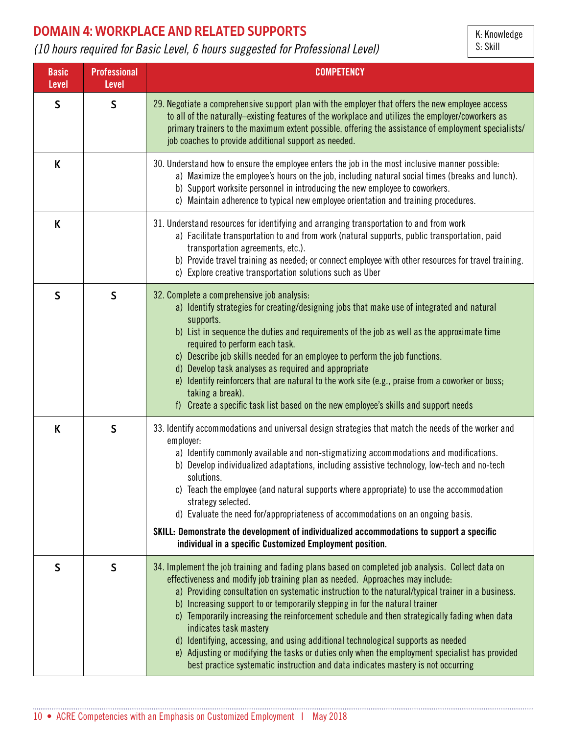## DOMAIN 4: WORKPLACE AND RELATED SUPPORTS

*(10 hours required for Basic Level, 6 hours suggested for Professional Level)*

K: Knowledge
S: Skill

| Basic Level | Professional Level | COMPETENCY |
|---|---|---|
| S | S | 29. Negotiate a comprehensive support plan with the employer that offers the new employee access to all of the naturally–existing features of the workplace and utilizes the employer/coworkers as primary trainers to the maximum extent possible, offering the assistance of employment specialists/job coaches to provide additional support as needed. |
| K | | 30. Understand how to ensure the employee enters the job in the most inclusive manner possible:<br>a) Maximize the employee's hours on the job, including natural social times (breaks and lunch).<br>b) Support worksite personnel in introducing the new employee to coworkers.<br>c) Maintain adherence to typical new employee orientation and training procedures. |
| K | | 31. Understand resources for identifying and arranging transportation to and from work<br>a) Facilitate transportation to and from work (natural supports, public transportation, paid transportation agreements, etc.).<br>b) Provide travel training as needed; or connect employee with other resources for travel training.<br>c) Explore creative transportation solutions such as Uber |
| S | S | 32. Complete a comprehensive job analysis:<br>a) Identify strategies for creating/designing jobs that make use of integrated and natural supports.<br>b) List in sequence the duties and requirements of the job as well as the approximate time required to perform each task.<br>c) Describe job skills needed for an employee to perform the job functions.<br>d) Develop task analyses as required and appropriate<br>e) Identify reinforcers that are natural to the work site (e.g., praise from a coworker or boss; taking a break).<br>f) Create a specific task list based on the new employee's skills and support needs |
| K | S | 33. Identify accommodations and universal design strategies that match the needs of the worker and employer:<br>a) Identify commonly available and non-stigmatizing accommodations and modifications.<br>b) Develop individualized adaptations, including assistive technology, low-tech and no-tech solutions.<br>c) Teach the employee (and natural supports where appropriate) to use the accommodation strategy selected.<br>d) Evaluate the need for/appropriateness of accommodations on an ongoing basis.<br><br>**SKILL: Demonstrate the development of individualized accommodations to support a specific individual in a specific Customized Employment position.** |
| S | S | 34. Implement the job training and fading plans based on completed job analysis. Collect data on effectiveness and modify job training plan as needed. Approaches may include:<br>a) Providing consultation on systematic instruction to the natural/typical trainer in a business.<br>b) Increasing support to or temporarily stepping in for the natural trainer<br>c) Temporarily increasing the reinforcement schedule and then strategically fading when data indicates task mastery<br>d) Identifying, accessing, and using additional technological supports as needed<br>e) Adjusting or modifying the tasks or duties only when the employment specialist has provided best practice systematic instruction and data indicates mastery is not occurring |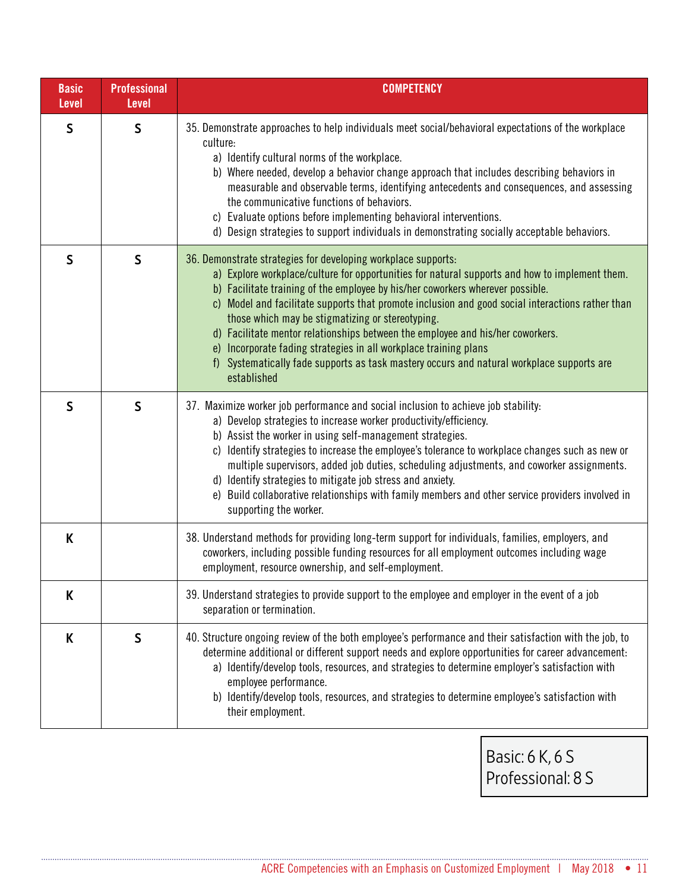| Basic Level | Professional Level | COMPETENCY |
|---|---|---|
| S | S | 35. Demonstrate approaches to help individuals meet social/behavioral expectations of the workplace culture:<br>a) Identify cultural norms of the workplace.<br>b) Where needed, develop a behavior change approach that includes describing behaviors in measurable and observable terms, identifying antecedents and consequences, and assessing the communicative functions of behaviors.<br>c) Evaluate options before implementing behavioral interventions.<br>d) Design strategies to support individuals in demonstrating socially acceptable behaviors. |
| S | S | 36. Demonstrate strategies for developing workplace supports:<br>a) Explore workplace/culture for opportunities for natural supports and how to implement them.<br>b) Facilitate training of the employee by his/her coworkers wherever possible.<br>c) Model and facilitate supports that promote inclusion and good social interactions rather than those which may be stigmatizing or stereotyping.<br>d) Facilitate mentor relationships between the employee and his/her coworkers.<br>e) Incorporate fading strategies in all workplace training plans<br>f) Systematically fade supports as task mastery occurs and natural workplace supports are established |
| S | S | 37. Maximize worker job performance and social inclusion to achieve job stability:<br>a) Develop strategies to increase worker productivity/efficiency.<br>b) Assist the worker in using self-management strategies.<br>c) Identify strategies to increase the employee's tolerance to workplace changes such as new or multiple supervisors, added job duties, scheduling adjustments, and coworker assignments.<br>d) Identify strategies to mitigate job stress and anxiety.<br>e) Build collaborative relationships with family members and other service providers involved in supporting the worker. |
| K | | 38. Understand methods for providing long-term support for individuals, families, employers, and coworkers, including possible funding resources for all employment outcomes including wage employment, resource ownership, and self-employment. |
| K | | 39. Understand strategies to provide support to the employee and employer in the event of a job separation or termination. |
| K | S | 40. Structure ongoing review of the both employee's performance and their satisfaction with the job, to determine additional or different support needs and explore opportunities for career advancement:<br>a) Identify/develop tools, resources, and strategies to determine employer's satisfaction with employee performance.<br>b) Identify/develop tools, resources, and strategies to determine employee's satisfaction with their employment. |

Basic: 6 K, 6 S
Professional: 8 S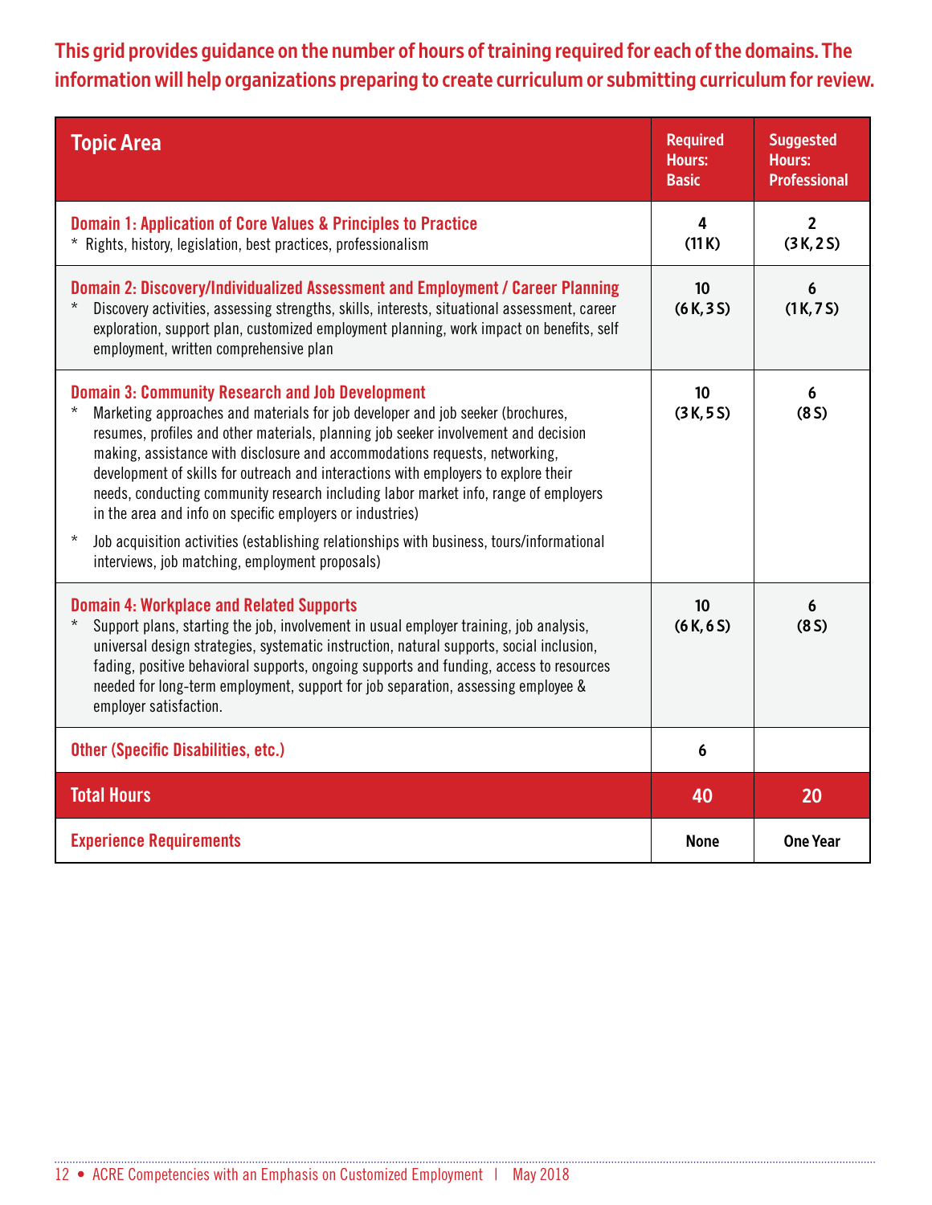**This grid provides guidance on the number of hours of training required for each of the domains. The information will help organizations preparing to create curriculum or submitting curriculum for review.**

| Topic Area | Required Hours: Basic | Suggested Hours: Professional |
|---|---|---|
| **Domain 1: Application of Core Values & Principles to Practice**<br>* Rights, history, legislation, best practices, professionalism | 4<br>(11 K) | 2<br>(3 K, 2 S) |
| **Domain 2: Discovery/Individualized Assessment and Employment / Career Planning**<br>* Discovery activities, assessing strengths, skills, interests, situational assessment, career exploration, support plan, customized employment planning, work impact on benefits, self employment, written comprehensive plan | 10<br>(6 K, 3 S) | 6<br>(1 K, 7 S) |
| **Domain 3: Community Research and Job Development**<br>* Marketing approaches and materials for job developer and job seeker (brochures, resumes, profiles and other materials, planning job seeker involvement and decision making, assistance with disclosure and accommodations requests, networking, development of skills for outreach and interactions with employers to explore their needs, conducting community research including labor market info, range of employers in the area and info on specific employers or industries)<br>* Job acquisition activities (establishing relationships with business, tours/informational interviews, job matching, employment proposals) | 10<br>(3 K, 5 S) | 6<br>(8 S) |
| **Domain 4: Workplace and Related Supports**<br>* Support plans, starting the job, involvement in usual employer training, job analysis, universal design strategies, systematic instruction, natural supports, social inclusion, fading, positive behavioral supports, ongoing supports and funding, access to resources needed for long-term employment, support for job separation, assessing employee & employer satisfaction. | 10<br>(6 K, 6 S) | 6<br>(8 S) |
| **Other (Specific Disabilities, etc.)** | 6 | |
| **Total Hours** | **40** | **20** |
| **Experience Requirements** | None | One Year |